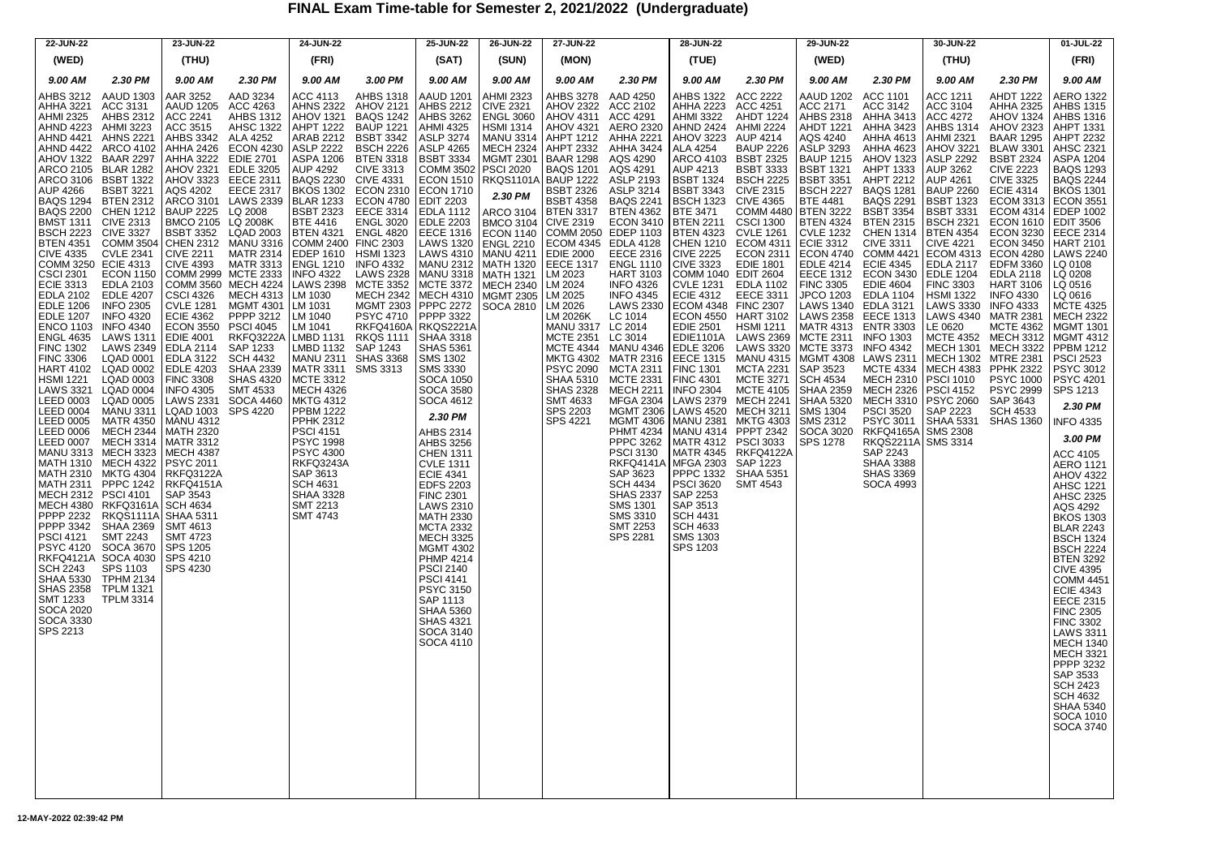# FINAL Exam Time-table for Semester 2, 2021/2022 (Undergraduate)

## 22-JUN-22 (WED)

**9.00 AM**

AHBS 3212, AHHA 3221, AHMI 2325, AHND 4223, AHND 4421, AHND 4422, AHOV 1322, ARCO 2105, ARCO 3106, AUP 4266, BAQS 1294, BAQS 2200, BMST 1311, BSCH 2223, BTEN 4351, CIVE 4335, COMM 3250, CSCI 2301, ECIE 3313, EDLA 2102, EDLE 1206, EDLE 1207, ENCO 1103, ENGL 4635, FINC 1302, FINC 3306, HART 4102, HSMI 1221, LAWS 3321, LEED 0003, LEED 0004, LEED 0005, LEED 0006, LEED 0007, MANU 3313, MATH 1310, MATH 2310, MATH 2311, MECH 2312, MECH 4380, PPPP 2232, PPPP 3342, PSCI 4121, PSYC 4120, RKFQ4121A, SCH 2243, SHAA 5330, SHAS 2358, SMT 1233, SOCA 2020, SOCA 3330, SPS 2213

**2.30 PM**

AAUD 1303, ACC 3131, AHBS 2312, AHMI 3223, AHNS 2221, ARCO 4102, BAAR 2297, BLAR 1282, BSBT 1322, BSBT 3221, BTEN 2312, CHEN 1212, CIVE 2313, CIVE 3327, COMM 3504, CVLE 2341, ECIE 4313, ECON 1150, EDLA 2103, EDLE 4207, INFO 2305, INFO 4320, INFO 4340, LAWS 1311, LAWS 2349, LQAD 0001, LQAD 0002, LQAD 0003, LQAD 0004, LQAD 0005, MANU 3311, MATR 4350, MECH 2344, MECH 3314, MECH 3323, MECH 4322, MKTG 4304, PPPC 1242, PSCI 4101, RKFQ3161A, RKQS1111A, SHAA 2369, SMT 2243, SOCA 3670, SOCA 4030, SPS 1103, TPHM 2134, TPLM 1321, TPLM 3314

## 23-JUN-22 (THU)

**9.00 AM**

AAR 3252, AAUD 1205, ACC 2241, ACC 3515, AHBS 3342, AHHA 2426, AHHA 3222, AHOV 2321, AHOV 3323, AQS 4202, ARCO 3101, BAUP 2225, BMCO 2105, BSBT 3352, CHEN 2312, CIVE 2211, CIVE 4393, COMM 2999, COMM 3560, CSCI 4326, CVLE 1281, ECIE 4362, ECON 3550, EDIE 4001, EDLA 2114, EDLA 3122, EDLE 4203, FINC 3308, INFO 4305, LAWS 2331, LQAD 1003, MANU 4312, MATH 2320, MATR 3312, MECH 4387, PSYC 2011, RKFQ3122A, RKFQ4151A, SAP 3543, SCH 4634, SHAA 5311, SMT 4613, SMT 4723, SPS 1205, SPS 4210, SPS 4230

**2.30 PM**

AAD 3234, ACC 4263, AHBS 1312, AHSC 1322, ALA 4252, ECON 4230, EDIE 2701, EDLE 3205, EECE 2311, LAWS 2339, LQ 2008, LQ 2008K, LQAD 2003, MANU 3316, MATR 2314, MATR 3313, MCTE 2333, MECH 4224, MECH 4313, MGMT 4301, PPPP 3212, PSCI 4045, RKFQ3222A, SAP 1233, SCH 4432, SHAA 2339, SHAS 4320, SMT 4533, SOCA 4460, SPS 4220

## 24-JUN-22 (FRI)

**9.00 AM**

ACC 4113, AHNS 2322, AHOV 1321, AHPT 1222, ARAB 2212, ASLP 2222, ASPA 1206, AUP 4292, BAQS 2230, BKOS 1302, BLAR 1233, BSBT 2323, BTE 4416, BTEN 4321, COMM 2400, EDEP 1610, ENGL 1210, INFO 4322, LAWS 2398, LM 1030, LM 1031, LM 1040, LM 1041, LMBD 1131, LMBD 1132, MANU 2311, MATR 3311, MCTE 3312, MECH 4326, MKTG 4312, PPBM 1222, PPHK 2312, PSCI 4151, PSYC 1998, PSYC 4300, RKFQ3243A, SAP 3613, SCH 4631, SHAA 3328, SMT 2213, SMT 4743

**3.00 PM**

AHBS 1318, AHOV 2121, BAQS 1242, BAUP 1221, BSBT 3342, BSCH 2226, BTEN 3318, CIVE 3313, CIVE 4331, ECON 2310, ECON 4780, EECE 3314, ENGL 3020, ENGL 4820, FINC 2303, HSMI 1323, INFO 4332, LAWS 2328, MCTE 3352, MECH 2342, MGMT 2303, PSYC 4710, RKFQ4160A, RKQS 1111, SAP 1243, SHAS 3368, SMS 3313

## 25-JUN-22 (SAT)

**9.00 AM**

AAUD 1201, AHBS 2212, AHBS 3262, AHMI 4325, ASLP 3274, ASLP 4265, BSBT 3334, COMM 3502, ECON 1510, ECON 1710, EDIT 2203, EDLA 1112, EDLE 2203, EECE 1316, LAWS 1320, LAWS 4310, MANU 2312, MANU 3318, MCTE 3372, MECH 4310, PPPC 2272, PPPP 3322, RKQS2221A, SHAA 3318, SHAS 5361, SMS 1302, SMS 3330, SOCA 1050, SOCA 3580, SOCA 4612

**2.30 PM**

AHBS 2314, AHBS 3256, CHEN 1311, CVLE 1311, ECIE 4341, EDFS 2203, FINC 2301, LAWS 2310, MATH 2330, MCTA 2332, MECH 3325, MGMT 4302, PHMP 4214, PSCI 2140, PSCI 4141, PSYC 3150, SAP 1113, SHAA 5360, SHAS 4321, SOCA 3140, SOCA 4110

## 26-JUN-22 (SUN)

**9.00 AM**

AHMI 2323, CIVE 2321, ENGL 3060, HSMI 1314, MANU 3314, MECH 2324, MGMT 2301, PSCI 2020, RKQS1101A

**2.30 PM**

ARCO 3104, BMCO 3104, ECON 1140, ENGL 2210, MANU 4211, MATH 1320, MATH 1321, MECH 2340, MGMT 2305, SOCA 2810

## 27-JUN-22 (MON)

**9.00 AM**

AHBS 3278, AHOV 2322, AHOV 4311, AHOV 4321, AHPT 1212, AHPT 2332, BAAR 1298, BAQS 1201, BAUP 1222, BSBT 2326, BSBT 4358, BTEN 3317, CIVE 2319, COMM 2050, ECOM 4345, EDIE 2000, EECE 1317, LM 2023, LM 2024, LM 2025, LM 2026, LM 2026K, MANU 3317, MCTE 2351, MCTE 4344, MKTG 4302, PSYC 2090, SHAA 5310, SHAS 2328, SMT 4633, SPS 2203, SPS 4221

**2.30 PM**

AAD 4250, ACC 2102, ACC 4291, AERO 2320, AHHA 2221, AHHA 3424, AQS 4290, AQS 4291, ASLP 2193, ASLP 3214, BAQS 2241, BTEN 4362, ECON 3410, EDEP 1103, EDLA 4128, EECE 2316, ENGL 1110, HART 3103, INFO 4326, INFO 4345, LC 1014, LC 2014, LC 3014, MANU 4346, MATR 2316, MCTE 2331, MECH 2211, MFGA 2304, MGMT 2306, MGMT 4306, PHMT 4234, PPPC 3262, PSCI 3130, RKFQ4141A, SAP 3623, SCH 4434, SHAS 2337, SMS 1301, SMS 3310, SMT 2253, SPS 2281

## 28-JUN-22 (TUE)

**9.00 AM**

AHBS 1322, AHHA 2223, AHMI 3322, AHND 2424, AHOV 3223, ALA 4254, ARCO 4103, AUP 4213, BSBT 1324, BSBT 3343, BSCH 1323, BTE 3471, BTEN 2211, BTEN 4323, CHEN 1210, CIVE 2225, CIVE 3323, COMM 1040, CVLE 1231, ECIE 4312, ECOM 4348, ECON 4550, EDIE 2501, EDIE1101A, EDLE 3206, EECE 1315, FINC 1301, FINC 4301, INFO 2304, LAWS 2379, LAWS 4520, MANU 2381, MANU 4314, MATR 4312, MATR 4345, MFGA 2303, PPPC 1332, PSCI 3620, SAP 2253, SAP 3513, SCH 4431, SCH 4633, SMS 1303, SPS 1203

**2.30 PM**

ACC 2222, ACC 4251, AHDT 1224, AHMI 2224, AUP 4214, BAUP 2226, BSBT 2325, BSCH 2225, CIVE 2315, CIVE 4365, COMM 4480, CSCI 1300, CVLE 1261, ECOM 4311, ECON 2311, EDIE 1801, EDIT 2604, EDLA 1102, EECE 3311, FINC 2307, HART 3102, HSMI 1211, LAWS 2369, LAWS 3320, MANU 4315, MCTA 2231, MCTE 3271, MCTE 4105, MECH 2241, MECH 3211, MKTG 4303, PPPT 2342, PSCI 3033, RKFQ4122A, SAP 1223, SHAA 5351, SMT 4543

## 29-JUN-22 (WED)

**9.00 AM**

AAUD 1202, ACC 2171, AHBS 2318, AHDT 1221, AQS 4240, ASLP 3293, BAUP 1215, BSBT 1321, BSBT 3351, BSCH 2227, BTE 4481, BTEN 3222, BTEN 4324, CVLE 1232, ECIE 3312, ECON 4740, EDLE 4214, EECE 1312, FINC 3305, JPCO 1203, LAWS 1340, LAWS 2358, MATR 4313, MCTE 2311, MCTE 3373, MGMT 4308, SAP 3523, SCH 4534, SHAA 2359, SHAA 5320, SMS 1304, SMS 2312, SOCA 3020, SPS 1278

**2.30 PM**

ACC 1101, ACC 3142, AHHA 3413, AHHA 3423, AHHA 4613, AHHA 4623, AHOV 1323, AHPT 1333, AHPT 2212, BAQS 1281, BAQS 2291, BSBT 3354, BTEN 2315, CHEN 1314, CIVE 3311, COMM 4421, ECIE 4345, ECON 3430, EDIE 4604, EDLA 1104, EDLA 3121, EECE 1313, ENTR 3303, INFO 1303, INFO 4342, LAWS 2311, MCTE 4334, MECH 2310, MECH 2326, MECH 3310, PSCI 3520, PSYC 3011, RKFQ4165A, RKQS2211A, SAP 2243, SHAA 3388, SHAS 3369, SOCA 4993

## 30-JUN-22 (THU)

**9.00 AM**

ACC 1211, ACC 3104, ACC 4272, AHBS 1314, AHMI 2321, AHOV 3221, ASLP 2292, AUP 3262, AUP 4261, BAUP 2260, BSBT 1323, BSBT 3331, BSCH 2321, BTEN 4354, CIVE 4221, ECOM 4313, EDLA 2117, EDLE 1204, FINC 3303, HSMI 1322, LAWS 3330, LAWS 4340, LE 0620, MCTE 4352, MECH 1301, MECH 1302, MECH 4383, PSCI 1010, PSCI 4152, PSYC 2060, SAP 2223, SHAA 5331, SMS 2308, SMS 3314

**2.30 PM**

AHDT 1222, AHHA 2325, AHOV 1324, AHOV 2323, BAAR 1295, BLAW 3301, BSBT 2324, CIVE 2223, CIVE 3325, ECIE 4314, ECOM 3313, ECOM 4314, ECON 1610, ECON 3230, ECON 3450, ECON 4280, EDFM 3360, EDLA 2118, HART 3106, INFO 4330, INFO 4333, MATR 2381, MCTE 4362, MECH 3312, MECH 3322, MTRE 2381, PPHK 2322, PSYC 1000, PSYC 2999, SAP 3643, SCH 4533, SHAS 1360

## 01-JUL-22 (FRI)

**9.00 AM**

AERO 1322, AHBS 1315, AHBS 1316, AHPT 1331, AHPT 2232, AHSC 2321, ASPA 1204, BAQS 1293, BAQS 2244, BKOS 1301, ECON 3551, EDEP 1002, EDIT 3506, EECE 2314, HART 2101, LAWS 2240, LQ 0108, LQ 0208, LQ 0516, LQ 0616, MCTE 4325, MECH 2322, MGMT 1301, MGMT 4312, PPBM 1212, PSCI 2523, PSYC 3012, PSYC 4201, SPS 1213

**2.30 PM**

INFO 4335

**3.00 PM**

ACC 4105, AERO 1121, AHOV 4322, AHSC 1221, AHSC 2325, AQS 4292, BKOS 1303, BLAR 2243, BSCH 1324, BSCH 2224, BTEN 3292, CIVE 4395, COMM 4451, ECIE 4343, EECE 2315, FINC 2305, FINC 3302, LAWS 3311, MECH 1340, MECH 3321, PPPP 3232, SAP 3533, SCH 2423, SCH 4632, SHAA 5340, SOCA 1010, SOCA 3740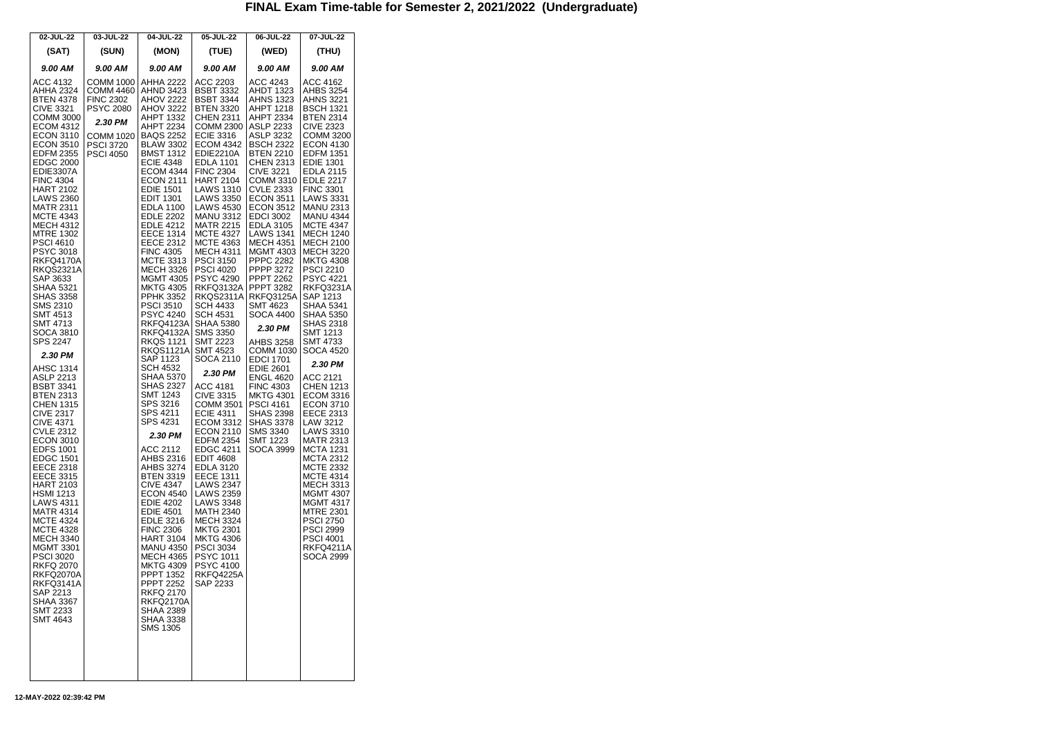# FINAL Exam Time-table for Semester 2, 2021/2022 (Undergraduate)

| 02-JUL-22 | 03-JUL-22 | 04-JUL-22 | 05-JUL-22 | 06-JUL-22 | 07-JUL-22 |
|---|---|---|---|---|---|
| **(SAT)** | **(SUN)** | **(MON)** | **(TUE)** | **(WED)** | **(THU)** |
| ***9.00 AM*** | ***9.00 AM*** | ***9.00 AM*** | ***9.00 AM*** | ***9.00 AM*** | ***9.00 AM*** |
| ACC 4132<br>AHHA 2324<br>BTEN 4378<br>CIVE 3321<br>COMM 3000<br>ECOM 4312<br>ECON 3110<br>ECON 3510<br>EDFM 2355<br>EDGC 2000<br>EDIE3307A<br>FINC 4304<br>HART 2102<br>LAWS 2360<br>MATR 2311<br>MCTE 4343<br>MECH 4312<br>MTRE 1302<br>PSCI 4610<br>PSYC 3018<br>RKFQ4170A<br>RKQS2321A<br>SAP 3633<br>SHAA 5321<br>SHAS 3358<br>SMS 2310<br>SMT 4513<br>SMT 4713<br>SOCA 3810<br>SPS 2247 | COMM 1000<br>COMM 4460<br>FINC 2302<br>PSYC 2080 | AHHA 2222<br>AHND 3423<br>AHOV 2222<br>AHOV 3222<br>AHPT 1332<br>AHPT 2234<br>BAQS 2252<br>BLAW 3302<br>BMST 1312<br>ECIE 4348<br>ECOM 4344<br>ECON 2111<br>EDIE 1501<br>EDIT 1301<br>EDLA 1100<br>EDLE 2202<br>EDLE 4212<br>EECE 1314<br>EECE 2312<br>FINC 4305<br>MCTE 3313<br>MECH 3326<br>MGMT 4305<br>MKTG 4305<br>PPHK 3352<br>PSCI 3510<br>PSYC 4240<br>RKFQ4123A<br>RKFQ4132A<br>RKQS 1121<br>RKQS1121A<br>SAP 1123<br>SCH 4532<br>SHAA 5370<br>SHAS 2327<br>SMT 1243<br>SPS 3216<br>SPS 4211<br>SPS 4231 | ACC 2203<br>BSBT 3332<br>BSBT 3344<br>BTEN 3320<br>CHEN 2311<br>COMM 2300<br>ECIE 3316<br>ECOM 4342<br>EDIE2210A<br>EDLA 1101<br>FINC 2304<br>HART 2104<br>LAWS 1310<br>LAWS 3350<br>LAWS 4530<br>MANU 3312<br>MATR 2215<br>MCTE 4327<br>MCTE 4363<br>MECH 4311<br>PSCI 3150<br>PSCI 4020<br>PSYC 4290<br>RKFQ3132A<br>RKQS2311A<br>SCH 4433<br>SCH 4531<br>SHAA 5380<br>SMS 3350<br>SMT 2223<br>SMT 4523<br>SOCA 2110 | ACC 4243<br>AHDT 1323<br>AHNS 1323<br>AHPT 1218<br>AHPT 2334<br>ASLP 2233<br>ASLP 3232<br>BSCH 2322<br>BTEN 2210<br>CHEN 2313<br>CIVE 3221<br>COMM 3310<br>CVLE 2333<br>ECON 3511<br>ECON 3512<br>EDCI 3002<br>EDLA 3105<br>LAWS 1341<br>MECH 4351<br>MGMT 4303<br>PPPC 2282<br>PPPP 3272<br>PPPT 2262<br>PPPT 3282<br>RKFQ3125A<br>SMT 4623<br>SOCA 4400 | ACC 4162<br>AHBS 3254<br>AHNS 3221<br>BSCH 1321<br>BTEN 2314<br>CIVE 2323<br>COMM 3200<br>ECON 4130<br>EDFM 1351<br>EDIE 1301<br>EDLA 2115<br>EDLE 2217<br>FINC 3301<br>LAWS 3331<br>MANU 2313<br>MANU 4344<br>MCTE 4347<br>MECH 1240<br>MECH 2100<br>MECH 3220<br>MKTG 4308<br>PSCI 2210<br>PSYC 4221<br>RKFQ3231A<br>SAP 1213<br>SHAA 5341<br>SHAA 5350<br>SHAS 2318<br>SMT 1213<br>SMT 4733<br>SOCA 4520 |
| ***2.30 PM*** | ***2.30 PM*** | ***2.30 PM*** | ***2.30 PM*** | ***2.30 PM*** | ***2.30 PM*** |
| AHSC 1314<br>ASLP 2213<br>BSBT 3341<br>BTEN 2313<br>CHEN 1315<br>CIVE 2317<br>CIVE 4371<br>CVLE 2312<br>ECON 3010<br>EDFS 1001<br>EDGC 1501<br>EECE 2318<br>EECE 3315<br>HART 2103<br>HSMI 1213<br>LAWS 4311<br>MATR 4314<br>MCTE 4324<br>MCTE 4328<br>MECH 3340<br>MGMT 3301<br>PSCI 3020<br>RKFQ 2070<br>RKFQ2070A<br>RKFQ3141A<br>SAP 2213<br>SHAA 3367<br>SMT 2233<br>SMT 4643 | COMM 1020<br>PSCI 3720<br>PSCI 4050 | ACC 2112<br>AHBS 2316<br>AHBS 3274<br>BTEN 3319<br>CIVE 4347<br>ECON 4540<br>EDIE 4202<br>EDIE 4501<br>EDLE 3216<br>FINC 2306<br>HART 3104<br>MANU 4350<br>MECH 4365<br>MKTG 4309<br>PPPT 1352<br>PPPT 2252<br>RKFQ 2170<br>RKFQ2170A<br>SHAA 2389<br>SHAA 3338<br>SMS 1305 | ACC 4181<br>CIVE 3315<br>COMM 3501<br>ECIE 4311<br>ECOM 3312<br>ECON 2110<br>EDFM 2354<br>EDGC 4211<br>EDIT 4608<br>EDLA 3120<br>EECE 1311<br>LAWS 2347<br>LAWS 2359<br>LAWS 3348<br>MATH 2340<br>MECH 3324<br>MKTG 2301<br>MKTG 4306<br>PSCI 3034<br>PSYC 1011<br>PSYC 4100<br>RKFQ4225A<br>SAP 2233 | AHBS 3258<br>COMM 1030<br>EDCI 1701<br>EDIE 2601<br>ENGL 4620<br>FINC 4303<br>MKTG 4301<br>PSCI 4161<br>SHAS 2398<br>SHAS 3378<br>SMS 3340<br>SMT 1223<br>SOCA 3999 | ACC 2121<br>CHEN 1213<br>ECOM 3316<br>ECON 3710<br>EECE 2313<br>LAW 3212<br>LAWS 3310<br>MATR 2313<br>MCTA 1231<br>MCTA 2312<br>MCTE 2332<br>MCTE 4314<br>MECH 3313<br>MGMT 4307<br>MGMT 4317<br>MTRE 2301<br>PSCI 2750<br>PSCI 2999<br>PSCI 4001<br>RKFQ4211A<br>SOCA 2999 |